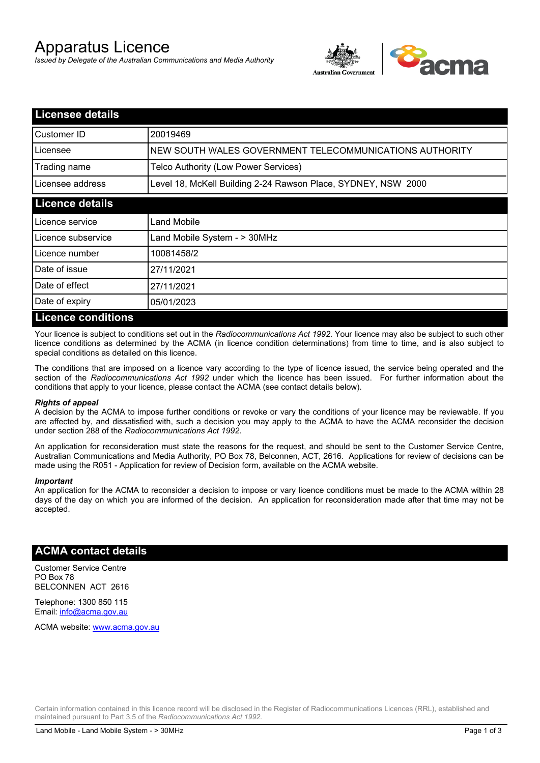# Apparatus Licence

*Issued by Delegate of the Australian Communications and Media Authority*

## Licensee details

| | |
|---|---|
| Customer ID | 20019469 |
| Licensee | NEW SOUTH WALES GOVERNMENT TELECOMMUNICATIONS AUTHORITY |
| Trading name | Telco Authority (Low Power Services) |
| Licensee address | Level 18, McKell Building 2-24 Rawson Place, SYDNEY, NSW 2000 |

## Licence details

| | |
|---|---|
| Licence service | Land Mobile |
| Licence subservice | Land Mobile System - > 30MHz |
| Licence number | 10081458/2 |
| Date of issue | 27/11/2021 |
| Date of effect | 27/11/2021 |
| Date of expiry | 05/01/2023 |

## Licence conditions

Your licence is subject to conditions set out in the *Radiocommunications Act 1992*. Your licence may also be subject to such other licence conditions as determined by the ACMA (in licence condition determinations) from time to time, and is also subject to special conditions as detailed on this licence.

The conditions that are imposed on a licence vary according to the type of licence issued, the service being operated and the section of the *Radiocommunications Act 1992* under which the licence has been issued. For further information about the conditions that apply to your licence, please contact the ACMA (see contact details below).

***Rights of appeal***

A decision by the ACMA to impose further conditions or revoke or vary the conditions of your licence may be reviewable. If you are affected by, and dissatisfied with, such a decision you may apply to the ACMA to have the ACMA reconsider the decision under section 288 of the *Radiocommunications Act 1992*.

An application for reconsideration must state the reasons for the request, and should be sent to the Customer Service Centre, Australian Communications and Media Authority, PO Box 78, Belconnen, ACT, 2616. Applications for review of decisions can be made using the R051 - Application for review of Decision form, available on the ACMA website.

***Important***

An application for the ACMA to reconsider a decision to impose or vary licence conditions must be made to the ACMA within 28 days of the day on which you are informed of the decision. An application for reconsideration made after that time may not be accepted.

## ACMA contact details

Customer Service Centre
PO Box 78
BELCONNEN ACT 2616

Telephone: 1300 850 115
Email: info@acma.gov.au

ACMA website: www.acma.gov.au

Certain information contained in this licence record will be disclosed in the Register of Radiocommunications Licences (RRL), established and maintained pursuant to Part 3.5 of the *Radiocommunications Act 1992.*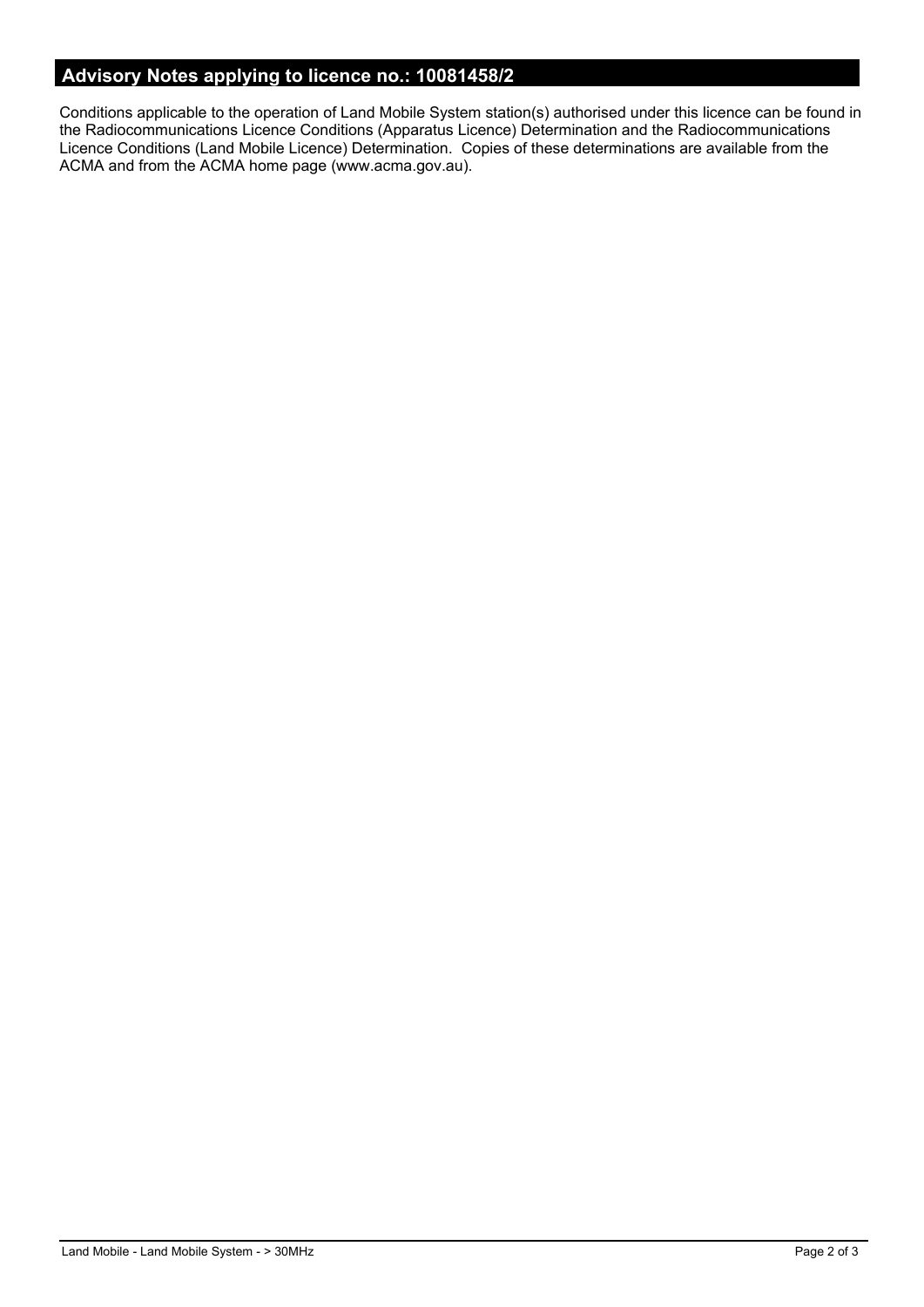## Advisory Notes applying to licence no.: 10081458/2

Conditions applicable to the operation of Land Mobile System station(s) authorised under this licence can be found in the Radiocommunications Licence Conditions (Apparatus Licence) Determination and the Radiocommunications Licence Conditions (Land Mobile Licence) Determination. Copies of these determinations are available from the ACMA and from the ACMA home page (www.acma.gov.au).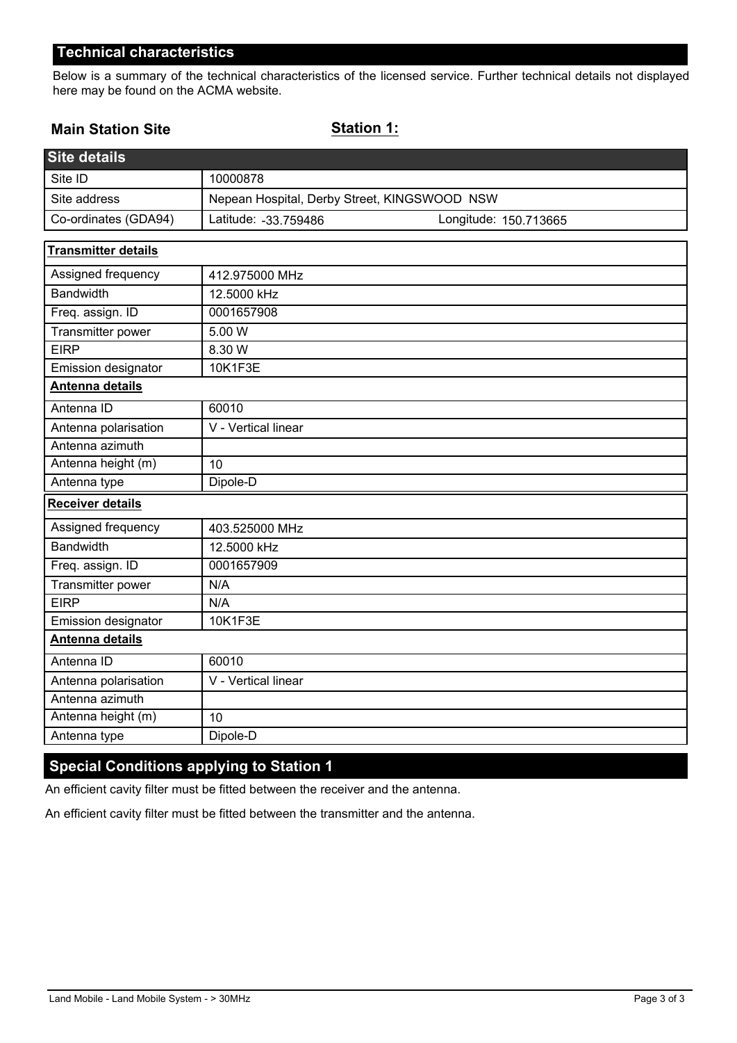## Technical characteristics

Below is a summary of the technical characteristics of the licensed service. Further technical details not displayed here may be found on the ACMA website.

**Main Station Site** **Station 1:**

| Site details | |
|---|---|
| Site ID | 10000878 |
| Site address | Nepean Hospital, Derby Street, KINGSWOOD NSW |
| Co-ordinates (GDA94) | Latitude: -33.759486 Longitude: 150.713665 |

| **Transmitter details** | |
|---|---|
| Assigned frequency | 412.975000 MHz |
| Bandwidth | 12.5000 kHz |
| Freq. assign. ID | 0001657908 |
| Transmitter power | 5.00 W |
| EIRP | 8.30 W |
| Emission designator | 10K1F3E |
| **Antenna details** | |
| Antenna ID | 60010 |
| Antenna polarisation | V - Vertical linear |
| Antenna azimuth | |
| Antenna height (m) | 10 |
| Antenna type | Dipole-D |

| **Receiver details** | |
|---|---|
| Assigned frequency | 403.525000 MHz |
| Bandwidth | 12.5000 kHz |
| Freq. assign. ID | 0001657909 |
| Transmitter power | N/A |
| EIRP | N/A |
| Emission designator | 10K1F3E |
| **Antenna details** | |
| Antenna ID | 60010 |
| Antenna polarisation | V - Vertical linear |
| Antenna azimuth | |
| Antenna height (m) | 10 |
| Antenna type | Dipole-D |

## Special Conditions applying to Station 1

An efficient cavity filter must be fitted between the receiver and the antenna.

An efficient cavity filter must be fitted between the transmitter and the antenna.